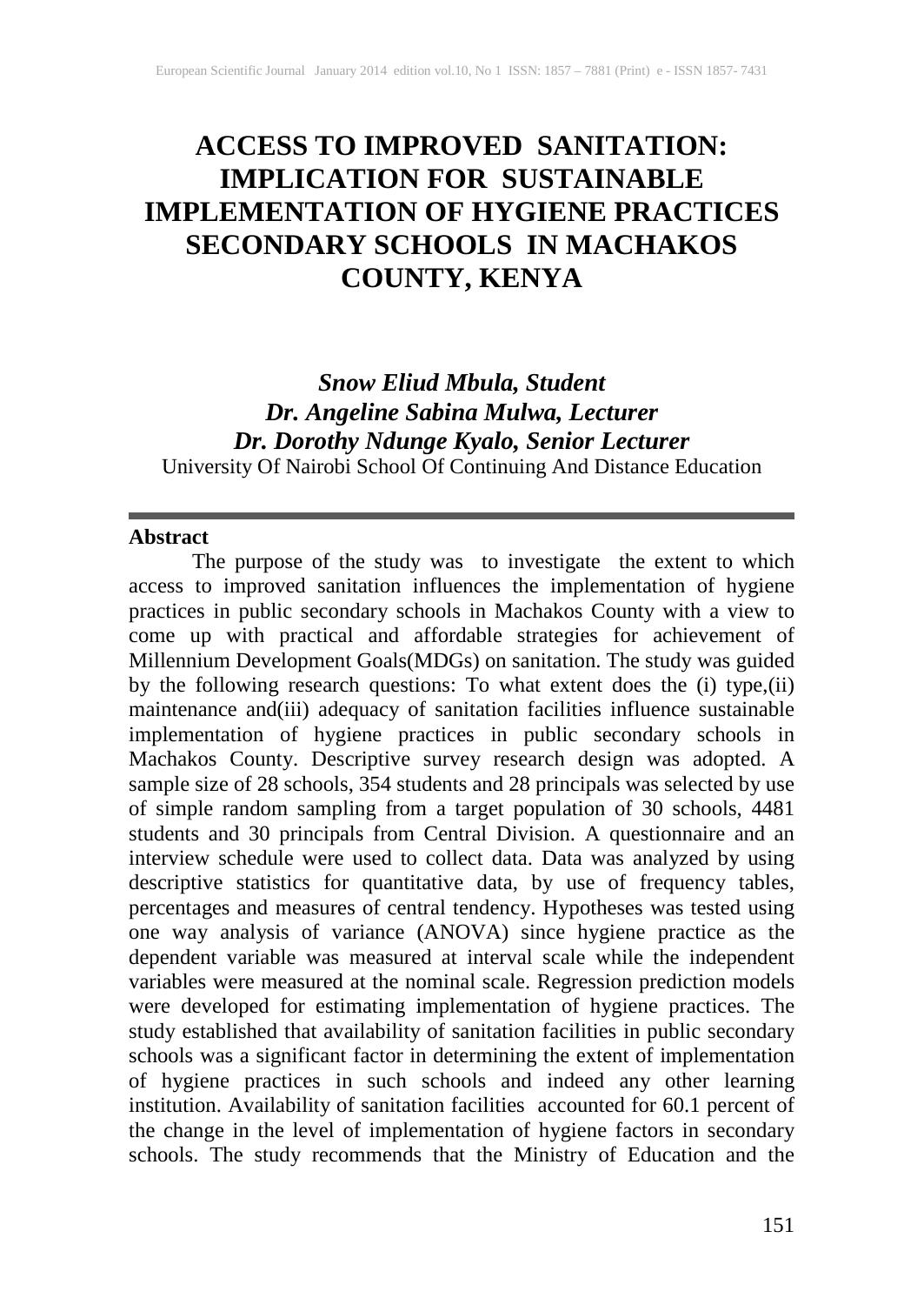# ACCESS TO IMPROVED SANITATION: IMPLICATION FOR SUSTAINABLE IMPLEMENTATION OF HYGIENE PRACTICES SECONDARY SCHOOLS IN MACHAKOS COUNTY, KENYA

***Snow Eliud Mbula, Student***
***Dr. Angeline Sabina Mulwa, Lecturer***
***Dr. Dorothy Ndunge Kyalo, Senior Lecturer***
University Of Nairobi School Of Continuing And Distance Education

---

**Abstract**

The purpose of the study was to investigate the extent to which access to improved sanitation influences the implementation of hygiene practices in public secondary schools in Machakos County with a view to come up with practical and affordable strategies for achievement of Millennium Development Goals(MDGs) on sanitation. The study was guided by the following research questions: To what extent does the (i) type,(ii) maintenance and(iii) adequacy of sanitation facilities influence sustainable implementation of hygiene practices in public secondary schools in Machakos County. Descriptive survey research design was adopted. A sample size of 28 schools, 354 students and 28 principals was selected by use of simple random sampling from a target population of 30 schools, 4481 students and 30 principals from Central Division. A questionnaire and an interview schedule were used to collect data. Data was analyzed by using descriptive statistics for quantitative data, by use of frequency tables, percentages and measures of central tendency. Hypotheses was tested using one way analysis of variance (ANOVA) since hygiene practice as the dependent variable was measured at interval scale while the independent variables were measured at the nominal scale. Regression prediction models were developed for estimating implementation of hygiene practices. The study established that availability of sanitation facilities in public secondary schools was a significant factor in determining the extent of implementation of hygiene practices in such schools and indeed any other learning institution. Availability of sanitation facilities accounted for 60.1 percent of the change in the level of implementation of hygiene factors in secondary schools. The study recommends that the Ministry of Education and the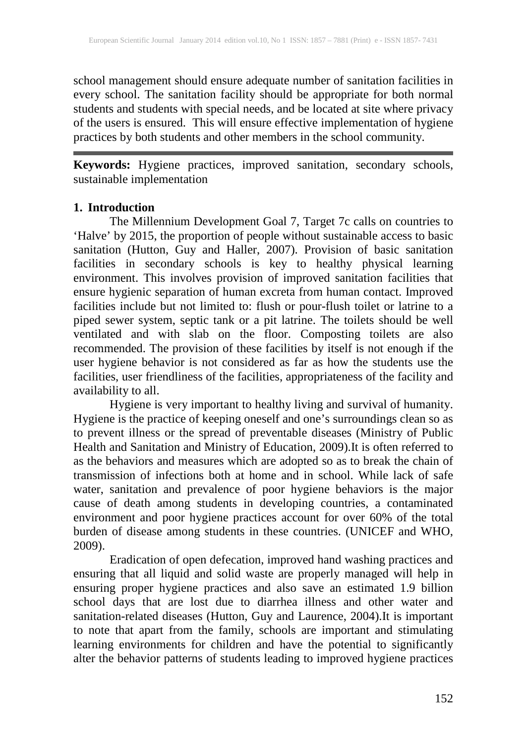school management should ensure adequate number of sanitation facilities in every school. The sanitation facility should be appropriate for both normal students and students with special needs, and be located at site where privacy of the users is ensured. This will ensure effective implementation of hygiene practices by both students and other members in the school community.

---

**Keywords:** Hygiene practices, improved sanitation, secondary schools, sustainable implementation

## 1. Introduction

The Millennium Development Goal 7, Target 7c calls on countries to 'Halve' by 2015, the proportion of people without sustainable access to basic sanitation (Hutton, Guy and Haller, 2007). Provision of basic sanitation facilities in secondary schools is key to healthy physical learning environment. This involves provision of improved sanitation facilities that ensure hygienic separation of human excreta from human contact. Improved facilities include but not limited to: flush or pour-flush toilet or latrine to a piped sewer system, septic tank or a pit latrine. The toilets should be well ventilated and with slab on the floor. Composting toilets are also recommended. The provision of these facilities by itself is not enough if the user hygiene behavior is not considered as far as how the students use the facilities, user friendliness of the facilities, appropriateness of the facility and availability to all.

Hygiene is very important to healthy living and survival of humanity. Hygiene is the practice of keeping oneself and one's surroundings clean so as to prevent illness or the spread of preventable diseases (Ministry of Public Health and Sanitation and Ministry of Education, 2009).It is often referred to as the behaviors and measures which are adopted so as to break the chain of transmission of infections both at home and in school. While lack of safe water, sanitation and prevalence of poor hygiene behaviors is the major cause of death among students in developing countries, a contaminated environment and poor hygiene practices account for over 60% of the total burden of disease among students in these countries. (UNICEF and WHO, 2009).

Eradication of open defecation, improved hand washing practices and ensuring that all liquid and solid waste are properly managed will help in ensuring proper hygiene practices and also save an estimated 1.9 billion school days that are lost due to diarrhea illness and other water and sanitation-related diseases (Hutton, Guy and Laurence, 2004).It is important to note that apart from the family, schools are important and stimulating learning environments for children and have the potential to significantly alter the behavior patterns of students leading to improved hygiene practices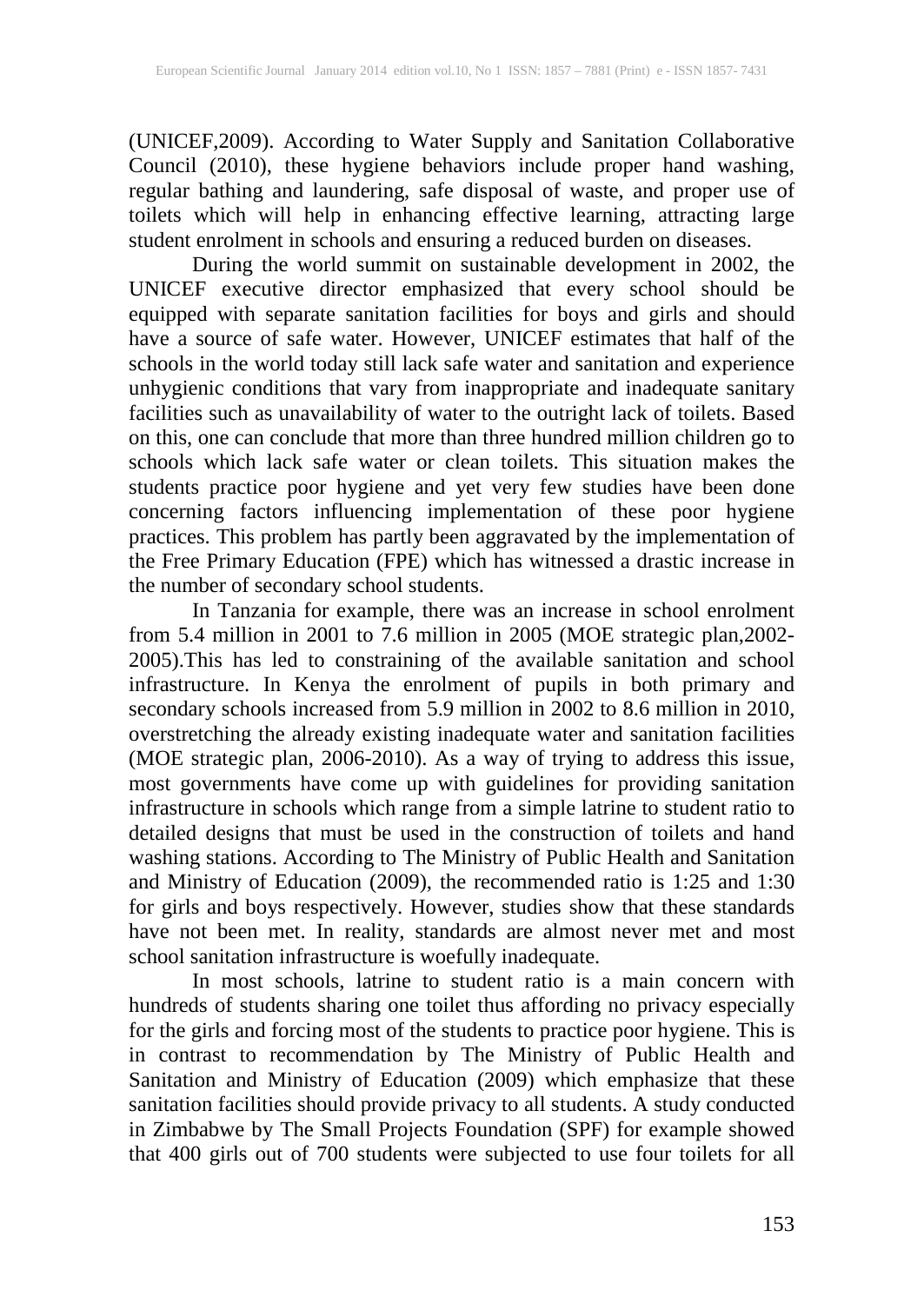(UNICEF,2009). According to Water Supply and Sanitation Collaborative Council (2010), these hygiene behaviors include proper hand washing, regular bathing and laundering, safe disposal of waste, and proper use of toilets which will help in enhancing effective learning, attracting large student enrolment in schools and ensuring a reduced burden on diseases.

During the world summit on sustainable development in 2002, the UNICEF executive director emphasized that every school should be equipped with separate sanitation facilities for boys and girls and should have a source of safe water. However, UNICEF estimates that half of the schools in the world today still lack safe water and sanitation and experience unhygienic conditions that vary from inappropriate and inadequate sanitary facilities such as unavailability of water to the outright lack of toilets. Based on this, one can conclude that more than three hundred million children go to schools which lack safe water or clean toilets. This situation makes the students practice poor hygiene and yet very few studies have been done concerning factors influencing implementation of these poor hygiene practices. This problem has partly been aggravated by the implementation of the Free Primary Education (FPE) which has witnessed a drastic increase in the number of secondary school students.

In Tanzania for example, there was an increase in school enrolment from 5.4 million in 2001 to 7.6 million in 2005 (MOE strategic plan,2002-2005).This has led to constraining of the available sanitation and school infrastructure. In Kenya the enrolment of pupils in both primary and secondary schools increased from 5.9 million in 2002 to 8.6 million in 2010, overstretching the already existing inadequate water and sanitation facilities (MOE strategic plan, 2006-2010). As a way of trying to address this issue, most governments have come up with guidelines for providing sanitation infrastructure in schools which range from a simple latrine to student ratio to detailed designs that must be used in the construction of toilets and hand washing stations. According to The Ministry of Public Health and Sanitation and Ministry of Education (2009), the recommended ratio is 1:25 and 1:30 for girls and boys respectively. However, studies show that these standards have not been met. In reality, standards are almost never met and most school sanitation infrastructure is woefully inadequate.

In most schools, latrine to student ratio is a main concern with hundreds of students sharing one toilet thus affording no privacy especially for the girls and forcing most of the students to practice poor hygiene. This is in contrast to recommendation by The Ministry of Public Health and Sanitation and Ministry of Education (2009) which emphasize that these sanitation facilities should provide privacy to all students. A study conducted in Zimbabwe by The Small Projects Foundation (SPF) for example showed that 400 girls out of 700 students were subjected to use four toilets for all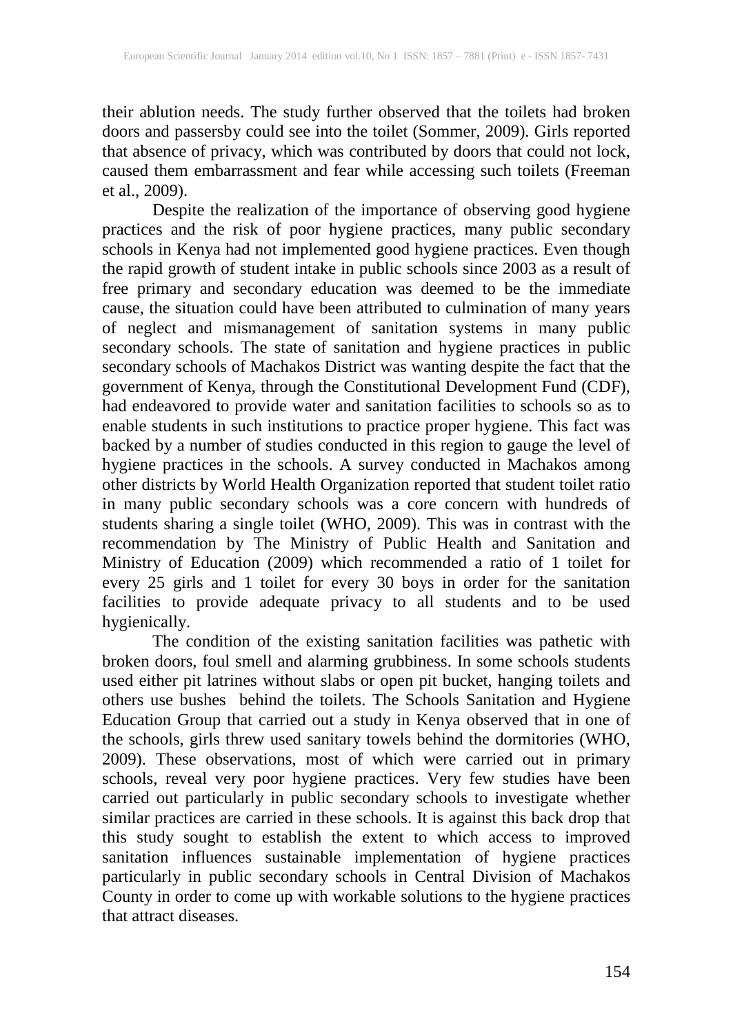their ablution needs. The study further observed that the toilets had broken doors and passersby could see into the toilet (Sommer, 2009). Girls reported that absence of privacy, which was contributed by doors that could not lock, caused them embarrassment and fear while accessing such toilets (Freeman et al., 2009).

Despite the realization of the importance of observing good hygiene practices and the risk of poor hygiene practices, many public secondary schools in Kenya had not implemented good hygiene practices. Even though the rapid growth of student intake in public schools since 2003 as a result of free primary and secondary education was deemed to be the immediate cause, the situation could have been attributed to culmination of many years of neglect and mismanagement of sanitation systems in many public secondary schools. The state of sanitation and hygiene practices in public secondary schools of Machakos District was wanting despite the fact that the government of Kenya, through the Constitutional Development Fund (CDF), had endeavored to provide water and sanitation facilities to schools so as to enable students in such institutions to practice proper hygiene. This fact was backed by a number of studies conducted in this region to gauge the level of hygiene practices in the schools. A survey conducted in Machakos among other districts by World Health Organization reported that student toilet ratio in many public secondary schools was a core concern with hundreds of students sharing a single toilet (WHO, 2009). This was in contrast with the recommendation by The Ministry of Public Health and Sanitation and Ministry of Education (2009) which recommended a ratio of 1 toilet for every 25 girls and 1 toilet for every 30 boys in order for the sanitation facilities to provide adequate privacy to all students and to be used hygienically.

The condition of the existing sanitation facilities was pathetic with broken doors, foul smell and alarming grubbiness. In some schools students used either pit latrines without slabs or open pit bucket, hanging toilets and others use bushes behind the toilets. The Schools Sanitation and Hygiene Education Group that carried out a study in Kenya observed that in one of the schools, girls threw used sanitary towels behind the dormitories (WHO, 2009). These observations, most of which were carried out in primary schools, reveal very poor hygiene practices. Very few studies have been carried out particularly in public secondary schools to investigate whether similar practices are carried in these schools. It is against this back drop that this study sought to establish the extent to which access to improved sanitation influences sustainable implementation of hygiene practices particularly in public secondary schools in Central Division of Machakos County in order to come up with workable solutions to the hygiene practices that attract diseases.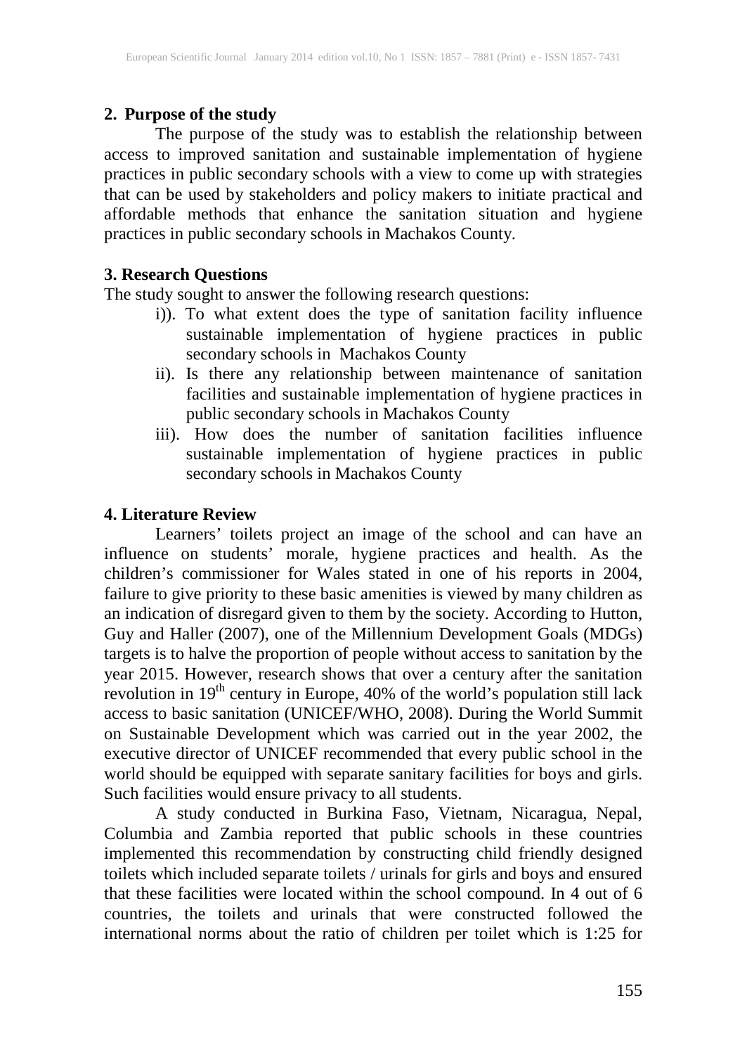## 2. Purpose of the study

The purpose of the study was to establish the relationship between access to improved sanitation and sustainable implementation of hygiene practices in public secondary schools with a view to come up with strategies that can be used by stakeholders and policy makers to initiate practical and affordable methods that enhance the sanitation situation and hygiene practices in public secondary schools in Machakos County.

## 3. Research Questions

The study sought to answer the following research questions:

i)). To what extent does the type of sanitation facility influence sustainable implementation of hygiene practices in public secondary schools in Machakos County

ii). Is there any relationship between maintenance of sanitation facilities and sustainable implementation of hygiene practices in public secondary schools in Machakos County

iii). How does the number of sanitation facilities influence sustainable implementation of hygiene practices in public secondary schools in Machakos County

## 4. Literature Review

Learners' toilets project an image of the school and can have an influence on students' morale, hygiene practices and health. As the children's commissioner for Wales stated in one of his reports in 2004, failure to give priority to these basic amenities is viewed by many children as an indication of disregard given to them by the society. According to Hutton, Guy and Haller (2007), one of the Millennium Development Goals (MDGs) targets is to halve the proportion of people without access to sanitation by the year 2015. However, research shows that over a century after the sanitation revolution in 19th century in Europe, 40% of the world's population still lack access to basic sanitation (UNICEF/WHO, 2008). During the World Summit on Sustainable Development which was carried out in the year 2002, the executive director of UNICEF recommended that every public school in the world should be equipped with separate sanitary facilities for boys and girls. Such facilities would ensure privacy to all students.

A study conducted in Burkina Faso, Vietnam, Nicaragua, Nepal, Columbia and Zambia reported that public schools in these countries implemented this recommendation by constructing child friendly designed toilets which included separate toilets / urinals for girls and boys and ensured that these facilities were located within the school compound. In 4 out of 6 countries, the toilets and urinals that were constructed followed the international norms about the ratio of children per toilet which is 1:25 for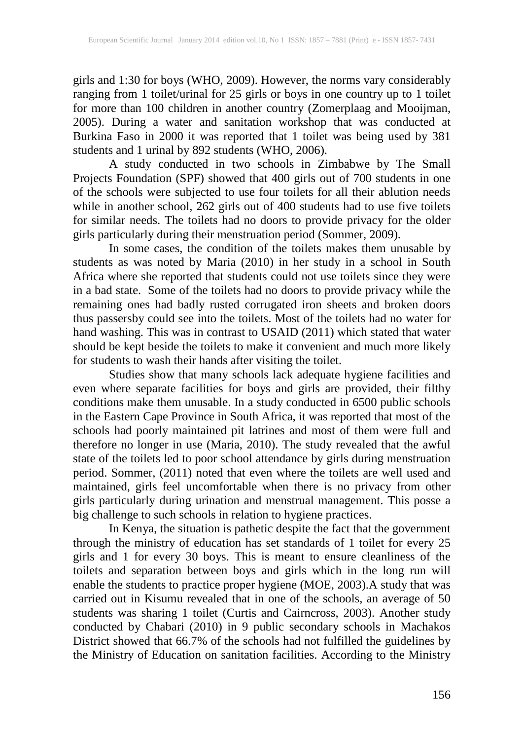girls and 1:30 for boys (WHO, 2009). However, the norms vary considerably ranging from 1 toilet/urinal for 25 girls or boys in one country up to 1 toilet for more than 100 children in another country (Zomerplaag and Mooijman, 2005). During a water and sanitation workshop that was conducted at Burkina Faso in 2000 it was reported that 1 toilet was being used by 381 students and 1 urinal by 892 students (WHO, 2006).

A study conducted in two schools in Zimbabwe by The Small Projects Foundation (SPF) showed that 400 girls out of 700 students in one of the schools were subjected to use four toilets for all their ablution needs while in another school, 262 girls out of 400 students had to use five toilets for similar needs. The toilets had no doors to provide privacy for the older girls particularly during their menstruation period (Sommer, 2009).

In some cases, the condition of the toilets makes them unusable by students as was noted by Maria (2010) in her study in a school in South Africa where she reported that students could not use toilets since they were in a bad state. Some of the toilets had no doors to provide privacy while the remaining ones had badly rusted corrugated iron sheets and broken doors thus passersby could see into the toilets. Most of the toilets had no water for hand washing. This was in contrast to USAID (2011) which stated that water should be kept beside the toilets to make it convenient and much more likely for students to wash their hands after visiting the toilet.

Studies show that many schools lack adequate hygiene facilities and even where separate facilities for boys and girls are provided, their filthy conditions make them unusable. In a study conducted in 6500 public schools in the Eastern Cape Province in South Africa, it was reported that most of the schools had poorly maintained pit latrines and most of them were full and therefore no longer in use (Maria, 2010). The study revealed that the awful state of the toilets led to poor school attendance by girls during menstruation period. Sommer, (2011) noted that even where the toilets are well used and maintained, girls feel uncomfortable when there is no privacy from other girls particularly during urination and menstrual management. This posse a big challenge to such schools in relation to hygiene practices.

In Kenya, the situation is pathetic despite the fact that the government through the ministry of education has set standards of 1 toilet for every 25 girls and 1 for every 30 boys. This is meant to ensure cleanliness of the toilets and separation between boys and girls which in the long run will enable the students to practice proper hygiene (MOE, 2003).A study that was carried out in Kisumu revealed that in one of the schools, an average of 50 students was sharing 1 toilet (Curtis and Cairncross, 2003). Another study conducted by Chabari (2010) in 9 public secondary schools in Machakos District showed that 66.7% of the schools had not fulfilled the guidelines by the Ministry of Education on sanitation facilities. According to the Ministry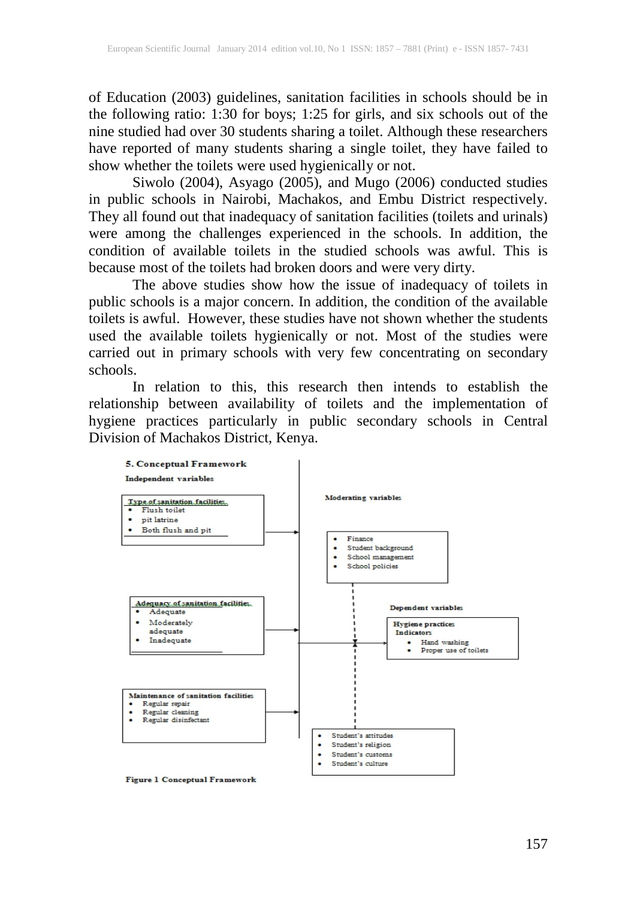of Education (2003) guidelines, sanitation facilities in schools should be in the following ratio: 1:30 for boys; 1:25 for girls, and six schools out of the nine studied had over 30 students sharing a toilet. Although these researchers have reported of many students sharing a single toilet, they have failed to show whether the toilets were used hygienically or not.

Siwolo (2004), Asyago (2005), and Mugo (2006) conducted studies in public schools in Nairobi, Machakos, and Embu District respectively. They all found out that inadequacy of sanitation facilities (toilets and urinals) were among the challenges experienced in the schools. In addition, the condition of available toilets in the studied schools was awful. This is because most of the toilets had broken doors and were very dirty.

The above studies show how the issue of inadequacy of toilets in public schools is a major concern. In addition, the condition of the available toilets is awful. However, these studies have not shown whether the students used the available toilets hygienically or not. Most of the studies were carried out in primary schools with very few concentrating on secondary schools.

In relation to this, this research then intends to establish the relationship between availability of toilets and the implementation of hygiene practices particularly in public secondary schools in Central Division of Machakos District, Kenya.

## 5. Conceptual Framework

**Independent variables**

**Type of sanitation facilities**
- Flush toilet
- pit latrine
- Both flush and pit

**Adequacy of sanitation facilities**
- Adequate
- Moderately adequate
- Inadequate

**Maintenance of sanitation facilities**
- Regular repair
- Regular cleaning
- Regular disinfectant

**Moderating variables**
- Finance
- Student background
- School management
- School policies

**Dependent variables**

**Hygiene practices**
Indicators
- Hand washing
- Proper use of toilets

- Student's attitudes
- Student's religion
- Student's customs
- Student's culture

**Figure 1 Conceptual Framework**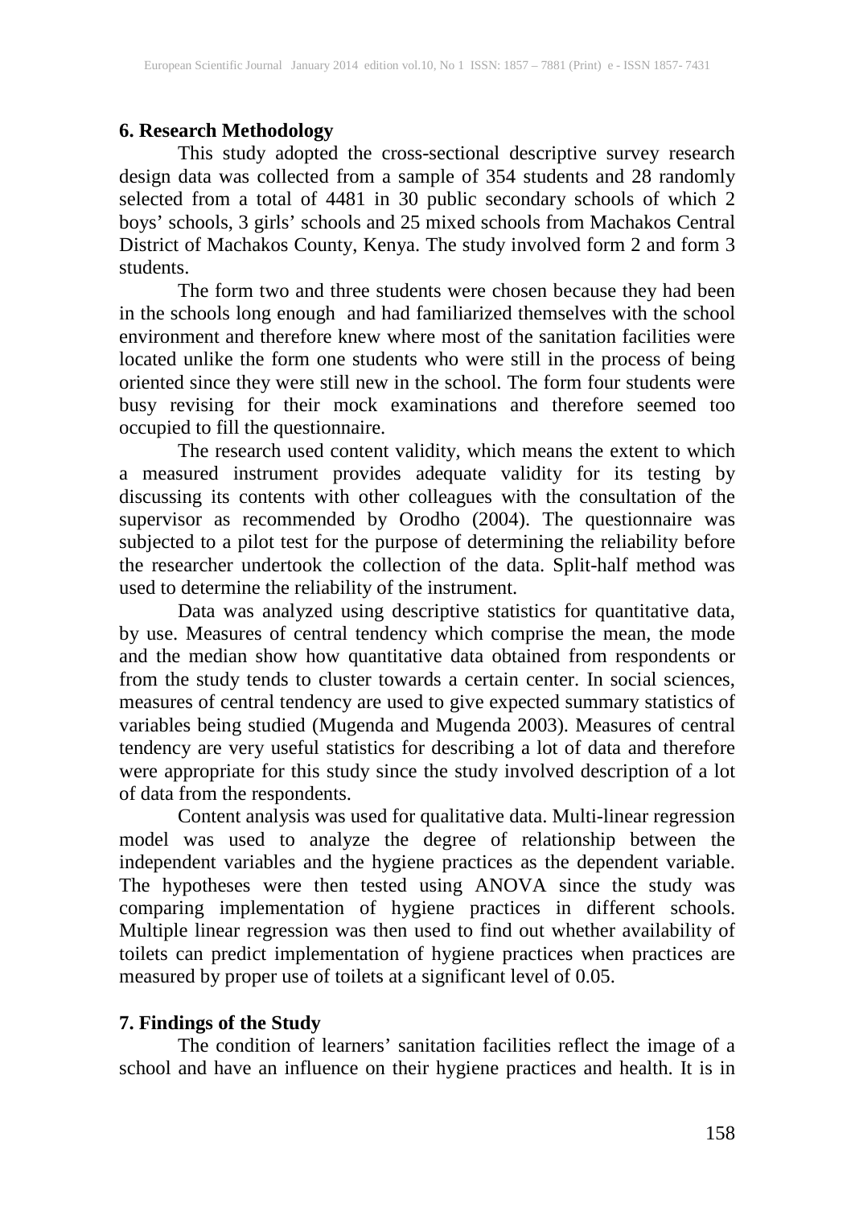## 6. Research Methodology

This study adopted the cross-sectional descriptive survey research design data was collected from a sample of 354 students and 28 randomly selected from a total of 4481 in 30 public secondary schools of which 2 boys' schools, 3 girls' schools and 25 mixed schools from Machakos Central District of Machakos County, Kenya. The study involved form 2 and form 3 students.

The form two and three students were chosen because they had been in the schools long enough and had familiarized themselves with the school environment and therefore knew where most of the sanitation facilities were located unlike the form one students who were still in the process of being oriented since they were still new in the school. The form four students were busy revising for their mock examinations and therefore seemed too occupied to fill the questionnaire.

The research used content validity, which means the extent to which a measured instrument provides adequate validity for its testing by discussing its contents with other colleagues with the consultation of the supervisor as recommended by Orodho (2004). The questionnaire was subjected to a pilot test for the purpose of determining the reliability before the researcher undertook the collection of the data. Split-half method was used to determine the reliability of the instrument.

Data was analyzed using descriptive statistics for quantitative data, by use. Measures of central tendency which comprise the mean, the mode and the median show how quantitative data obtained from respondents or from the study tends to cluster towards a certain center. In social sciences, measures of central tendency are used to give expected summary statistics of variables being studied (Mugenda and Mugenda 2003). Measures of central tendency are very useful statistics for describing a lot of data and therefore were appropriate for this study since the study involved description of a lot of data from the respondents.

Content analysis was used for qualitative data. Multi-linear regression model was used to analyze the degree of relationship between the independent variables and the hygiene practices as the dependent variable. The hypotheses were then tested using ANOVA since the study was comparing implementation of hygiene practices in different schools. Multiple linear regression was then used to find out whether availability of toilets can predict implementation of hygiene practices when practices are measured by proper use of toilets at a significant level of 0.05.

## 7. Findings of the Study

The condition of learners' sanitation facilities reflect the image of a school and have an influence on their hygiene practices and health. It is in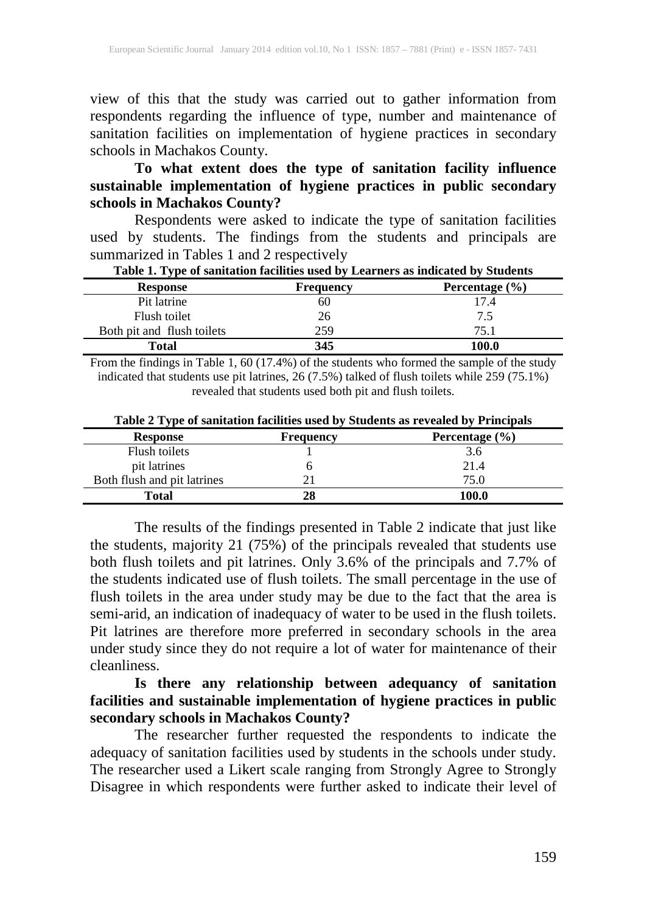view of this that the study was carried out to gather information from respondents regarding the influence of type, number and maintenance of sanitation facilities on implementation of hygiene practices in secondary schools in Machakos County.

**To what extent does the type of sanitation facility influence sustainable implementation of hygiene practices in public secondary schools in Machakos County?**

Respondents were asked to indicate the type of sanitation facilities used by students. The findings from the students and principals are summarized in Tables 1 and 2 respectively

**Table 1. Type of sanitation facilities used by Learners as indicated by Students**

| Response | Frequency | Percentage (%) |
|---|---|---|
| Pit latrine | 60 | 17.4 |
| Flush toilet | 26 | 7.5 |
| Both pit and flush toilets | 259 | 75.1 |
| **Total** | **345** | **100.0** |

From the findings in Table 1, 60 (17.4%) of the students who formed the sample of the study indicated that students use pit latrines, 26 (7.5%) talked of flush toilets while 259 (75.1%) revealed that students used both pit and flush toilets.

**Table 2 Type of sanitation facilities used by Students as revealed by Principals**

| Response | Frequency | Percentage (%) |
|---|---|---|
| Flush toilets | 1 | 3.6 |
| pit latrines | 6 | 21.4 |
| Both flush and pit latrines | 21 | 75.0 |
| **Total** | **28** | **100.0** |

The results of the findings presented in Table 2 indicate that just like the students, majority 21 (75%) of the principals revealed that students use both flush toilets and pit latrines. Only 3.6% of the principals and 7.7% of the students indicated use of flush toilets. The small percentage in the use of flush toilets in the area under study may be due to the fact that the area is semi-arid, an indication of inadequacy of water to be used in the flush toilets. Pit latrines are therefore more preferred in secondary schools in the area under study since they do not require a lot of water for maintenance of their cleanliness.

**Is there any relationship between adequancy of sanitation facilities and sustainable implementation of hygiene practices in public secondary schools in Machakos County?**

The researcher further requested the respondents to indicate the adequacy of sanitation facilities used by students in the schools under study. The researcher used a Likert scale ranging from Strongly Agree to Strongly Disagree in which respondents were further asked to indicate their level of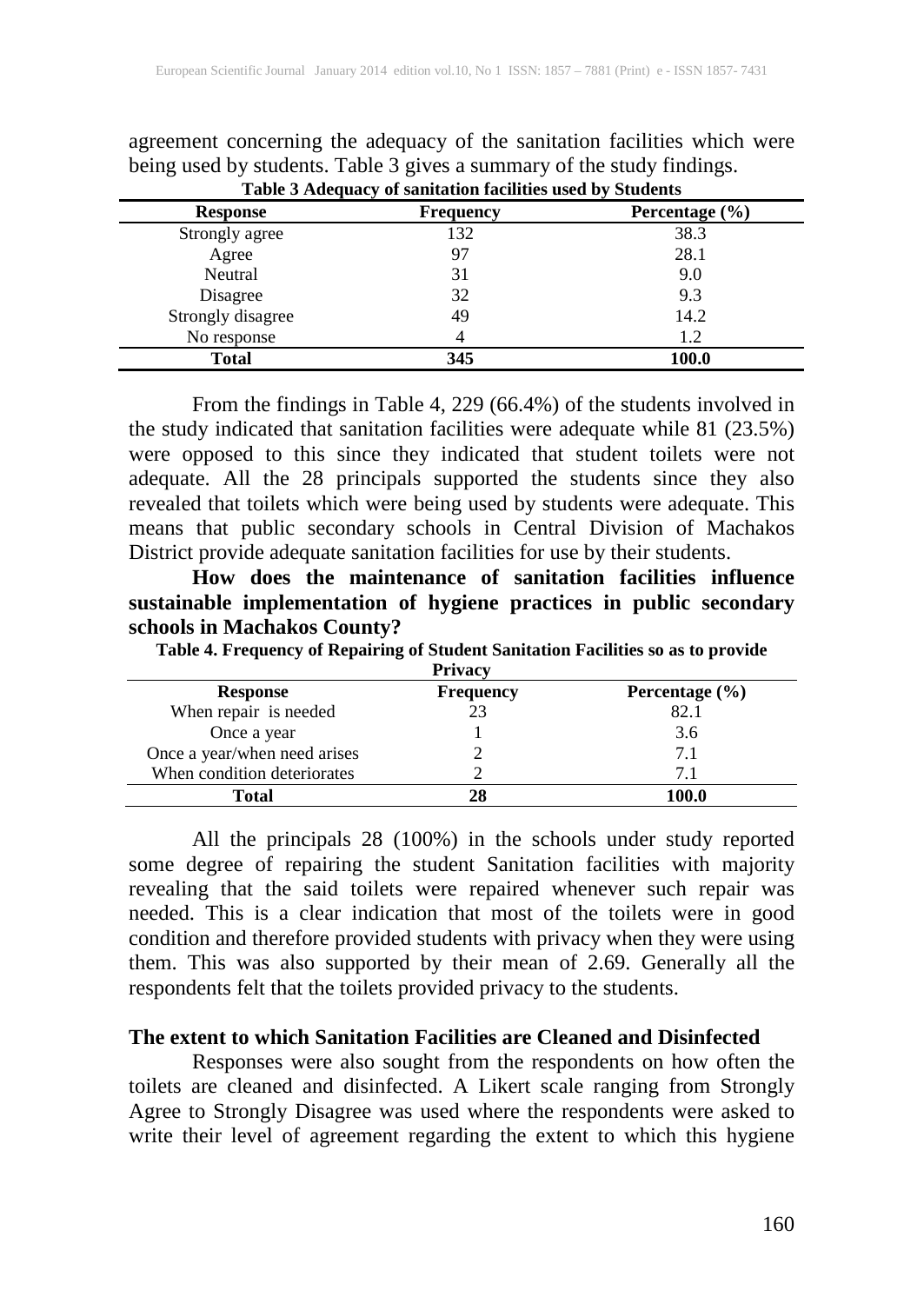agreement concerning the adequacy of the sanitation facilities which were being used by students. Table 3 gives a summary of the study findings.

**Table 3 Adequacy of sanitation facilities used by Students**

| Response | Frequency | Percentage (%) |
|---|---|---|
| Strongly agree | 132 | 38.3 |
| Agree | 97 | 28.1 |
| Neutral | 31 | 9.0 |
| Disagree | 32 | 9.3 |
| Strongly disagree | 49 | 14.2 |
| No response | 4 | 1.2 |
| **Total** | **345** | **100.0** |

From the findings in Table 4, 229 (66.4%) of the students involved in the study indicated that sanitation facilities were adequate while 81 (23.5%) were opposed to this since they indicated that student toilets were not adequate. All the 28 principals supported the students since they also revealed that toilets which were being used by students were adequate. This means that public secondary schools in Central Division of Machakos District provide adequate sanitation facilities for use by their students.

**How does the maintenance of sanitation facilities influence sustainable implementation of hygiene practices in public secondary schools in Machakos County?**

**Table 4. Frequency of Repairing of Student Sanitation Facilities so as to provide Privacy**

| Response | Frequency | Percentage (%) |
|---|---|---|
| When repair is needed | 23 | 82.1 |
| Once a year | 1 | 3.6 |
| Once a year/when need arises | 2 | 7.1 |
| When condition deteriorates | 2 | 7.1 |
| **Total** | **28** | **100.0** |

All the principals 28 (100%) in the schools under study reported some degree of repairing the student Sanitation facilities with majority revealing that the said toilets were repaired whenever such repair was needed. This is a clear indication that most of the toilets were in good condition and therefore provided students with privacy when they were using them. This was also supported by their mean of 2.69. Generally all the respondents felt that the toilets provided privacy to the students.

### The extent to which Sanitation Facilities are Cleaned and Disinfected

Responses were also sought from the respondents on how often the toilets are cleaned and disinfected. A Likert scale ranging from Strongly Agree to Strongly Disagree was used where the respondents were asked to write their level of agreement regarding the extent to which this hygiene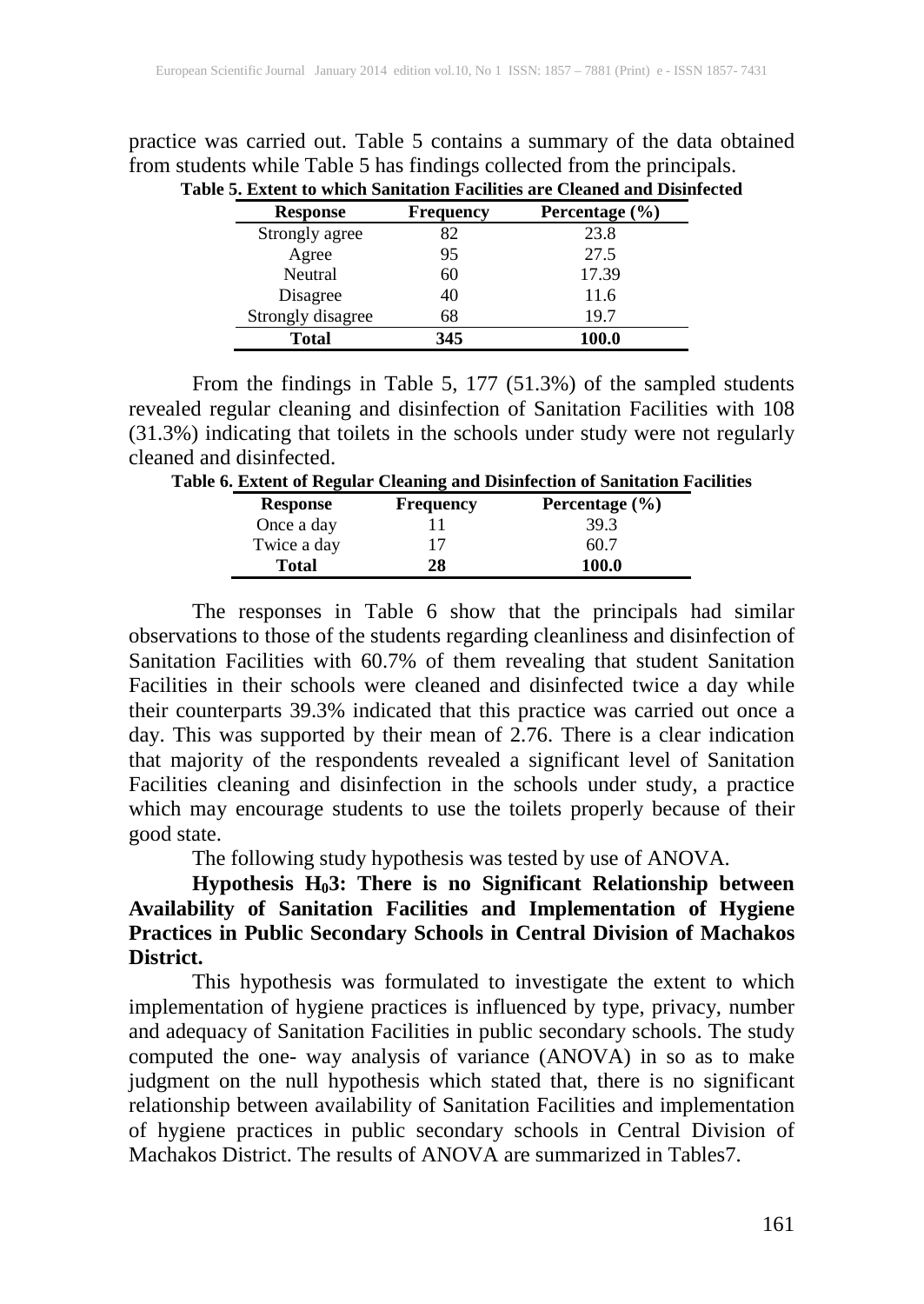practice was carried out. Table 5 contains a summary of the data obtained from students while Table 5 has findings collected from the principals.

**Table 5. Extent to which Sanitation Facilities are Cleaned and Disinfected**

| Response | Frequency | Percentage (%) |
|---|---|---|
| Strongly agree | 82 | 23.8 |
| Agree | 95 | 27.5 |
| Neutral | 60 | 17.39 |
| Disagree | 40 | 11.6 |
| Strongly disagree | 68 | 19.7 |
| **Total** | **345** | **100.0** |

From the findings in Table 5, 177 (51.3%) of the sampled students revealed regular cleaning and disinfection of Sanitation Facilities with 108 (31.3%) indicating that toilets in the schools under study were not regularly cleaned and disinfected.

**Table 6. Extent of Regular Cleaning and Disinfection of Sanitation Facilities**

| Response | Frequency | Percentage (%) |
|---|---|---|
| Once a day | 11 | 39.3 |
| Twice a day | 17 | 60.7 |
| **Total** | **28** | **100.0** |

The responses in Table 6 show that the principals had similar observations to those of the students regarding cleanliness and disinfection of Sanitation Facilities with 60.7% of them revealing that student Sanitation Facilities in their schools were cleaned and disinfected twice a day while their counterparts 39.3% indicated that this practice was carried out once a day. This was supported by their mean of 2.76. There is a clear indication that majority of the respondents revealed a significant level of Sanitation Facilities cleaning and disinfection in the schools under study, a practice which may encourage students to use the toilets properly because of their good state.

The following study hypothesis was tested by use of ANOVA.

**Hypothesis $H_0$3: There is no Significant Relationship between Availability of Sanitation Facilities and Implementation of Hygiene Practices in Public Secondary Schools in Central Division of Machakos District.**

This hypothesis was formulated to investigate the extent to which implementation of hygiene practices is influenced by type, privacy, number and adequacy of Sanitation Facilities in public secondary schools. The study computed the one- way analysis of variance (ANOVA) in so as to make judgment on the null hypothesis which stated that, there is no significant relationship between availability of Sanitation Facilities and implementation of hygiene practices in public secondary schools in Central Division of Machakos District. The results of ANOVA are summarized in Tables7.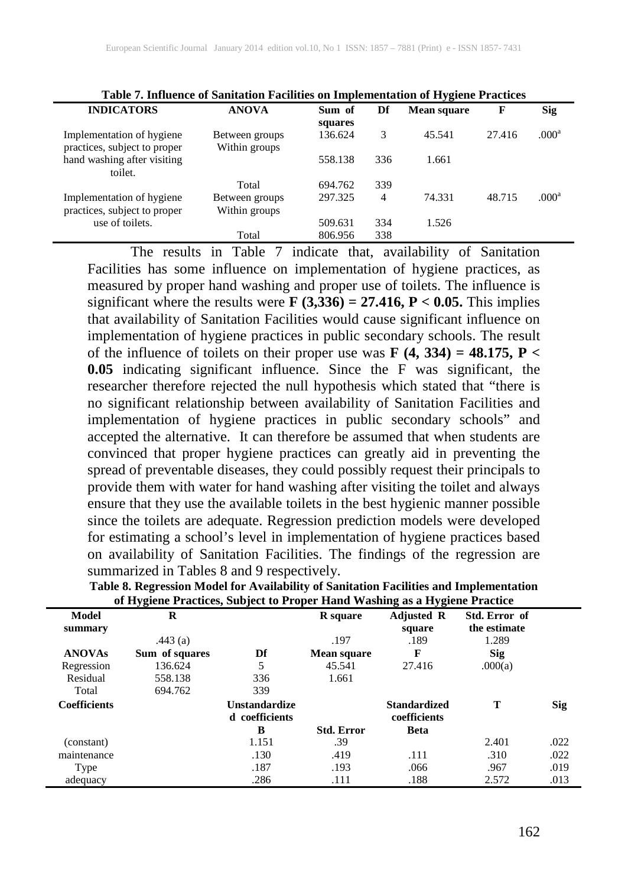**Table 7. Influence of Sanitation Facilities on Implementation of Hygiene Practices**

| INDICATORS | ANOVA | Sum of squares | Df | Mean square | F | Sig |
|---|---|---|---|---|---|---|
| Implementation of hygiene practices, subject to proper hand washing after visiting toilet. | Between groups | 136.624 | 3 | 45.541 | 27.416 | .000[a] |
| | Within groups | 558.138 | 336 | 1.661 | | |
| | Total | 694.762 | 339 | | | |
| Implementation of hygiene practices, subject to proper use of toilets. | Between groups | 297.325 | 4 | 74.331 | 48.715 | .000[a] |
| | Within groups | 509.631 | 334 | 1.526 | | |
| | Total | 806.956 | 338 | | | |

The results in Table 7 indicate that, availability of Sanitation Facilities has some influence on implementation of hygiene practices, as measured by proper hand washing and proper use of toilets. The influence is significant where the results were **$F(3,336) = 27.416$, $P < 0.05$.** This implies that availability of Sanitation Facilities would cause significant influence on implementation of hygiene practices in public secondary schools. The result of the influence of toilets on their proper use was **$F(4, 334) = 48.175$, $P < 0.05$** indicating significant influence. Since the F was significant, the researcher therefore rejected the null hypothesis which stated that "there is no significant relationship between availability of Sanitation Facilities and implementation of hygiene practices in public secondary schools" and accepted the alternative. It can therefore be assumed that when students are convinced that proper hygiene practices can greatly aid in preventing the spread of preventable diseases, they could possibly request their principals to provide them with water for hand washing after visiting the toilet and always ensure that they use the available toilets in the best hygienic manner possible since the toilets are adequate. Regression prediction models were developed for estimating a school's level in implementation of hygiene practices based on availability of Sanitation Facilities. The findings of the regression are summarized in Tables 8 and 9 respectively.

**Table 8. Regression Model for Availability of Sanitation Facilities and Implementation of Hygiene Practices, Subject to Proper Hand Washing as a Hygiene Practice**

| Model summary | R | | R square | Adjusted R square | Std. Error of the estimate | |
|---|---|---|---|---|---|---|
| | .443 (a) | | .197 | .189 | 1.289 | |
| **ANOVAs** | **Sum of squares** | **Df** | **Mean square** | **F** | **Sig** | |
| Regression | 136.624 | 5 | 45.541 | 27.416 | .000(a) | |
| Residual | 558.138 | 336 | 1.661 | | | |
| Total | 694.762 | 339 | | | | |
| **Coefficients** | | **Unstandardized coefficients** | | **Standardized coefficients** | **T** | **Sig** |
| | | **B** | **Std. Error** | **Beta** | | |
| (constant) | | 1.151 | .39 | | 2.401 | .022 |
| maintenance | | .130 | .419 | .111 | .310 | .022 |
| Type | | .187 | .193 | .066 | .967 | .019 |
| adequacy | | .286 | .111 | .188 | 2.572 | .013 |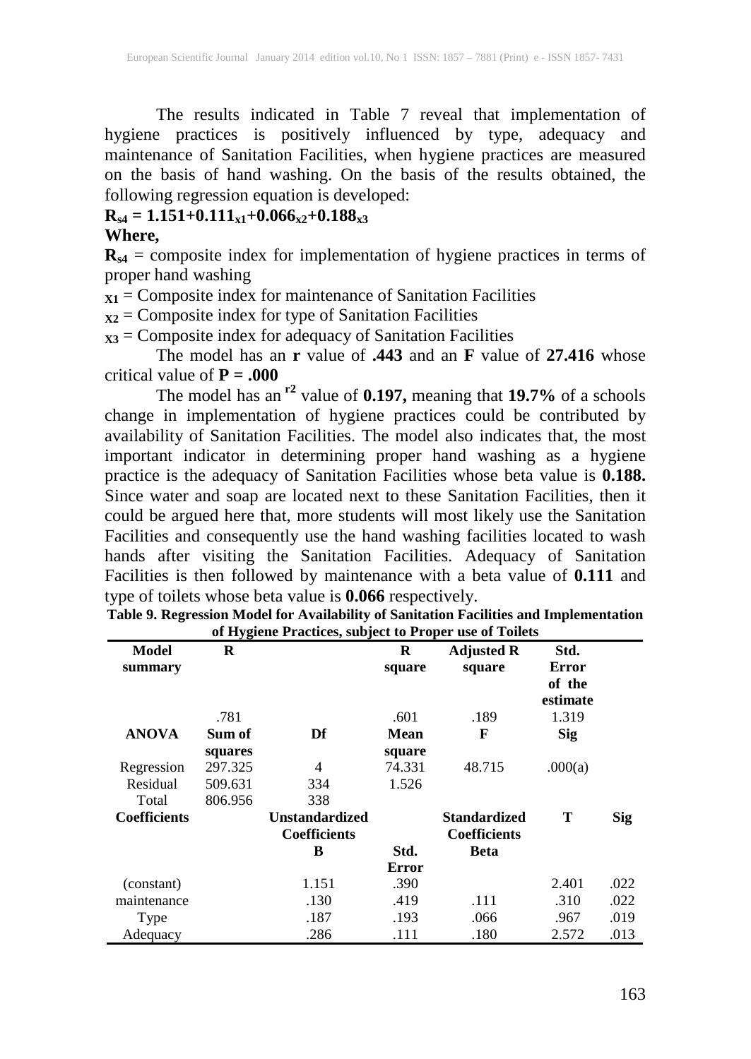The results indicated in Table 7 reveal that implementation of hygiene practices is positively influenced by type, adequacy and maintenance of Sanitation Facilities, when hygiene practices are measured on the basis of hand washing. On the basis of the results obtained, the following regression equation is developed:

$$R_{s4} = 1.151+0.111_{x1}+0.066_{x2}+0.188_{x3}$$

**Where,**

$R_{s4}$ = composite index for implementation of hygiene practices in terms of proper hand washing

$x_1$ = Composite index for maintenance of Sanitation Facilities

$x_2$ = Composite index for type of Sanitation Facilities

$x_3$ = Composite index for adequacy of Sanitation Facilities

The model has an **r** value of **.443** and an **F** value of **27.416** whose critical value of **P = .000**

The model has an $r^2$ value of **0.197,** meaning that **19.7%** of a schools change in implementation of hygiene practices could be contributed by availability of Sanitation Facilities. The model also indicates that, the most important indicator in determining proper hand washing as a hygiene practice is the adequacy of Sanitation Facilities whose beta value is **0.188.** Since water and soap are located next to these Sanitation Facilities, then it could be argued here that, more students will most likely use the Sanitation Facilities and consequently use the hand washing facilities located to wash hands after visiting the Sanitation Facilities. Adequacy of Sanitation Facilities is then followed by maintenance with a beta value of **0.111** and type of toilets whose beta value is **0.066** respectively.

**Table 9. Regression Model for Availability of Sanitation Facilities and Implementation of Hygiene Practices, subject to Proper use of Toilets**

| **Model summary** | **R** | | **R square** | **Adjusted R square** | **Std. Error of the estimate** | |
|---|---|---|---|---|---|---|
| | .781 | | .601 | .189 | 1.319 | |
| **ANOVA** | **Sum of squares** | **Df** | **Mean square** | **F** | **Sig** | |
| Regression | 297.325 | 4 | 74.331 | 48.715 | .000(a) | |
| Residual | 509.631 | 334 | 1.526 | | | |
| Total | 806.956 | 338 | | | | |
| **Coefficients** | | **Unstandardized Coefficients** | | **Standardized Coefficients** | **T** | **Sig** |
| | | **B** | **Std. Error** | **Beta** | | |
| (constant) | | 1.151 | .390 | | 2.401 | .022 |
| maintenance | | .130 | .419 | .111 | .310 | .022 |
| Type | | .187 | .193 | .066 | .967 | .019 |
| Adequacy | | .286 | .111 | .180 | 2.572 | .013 |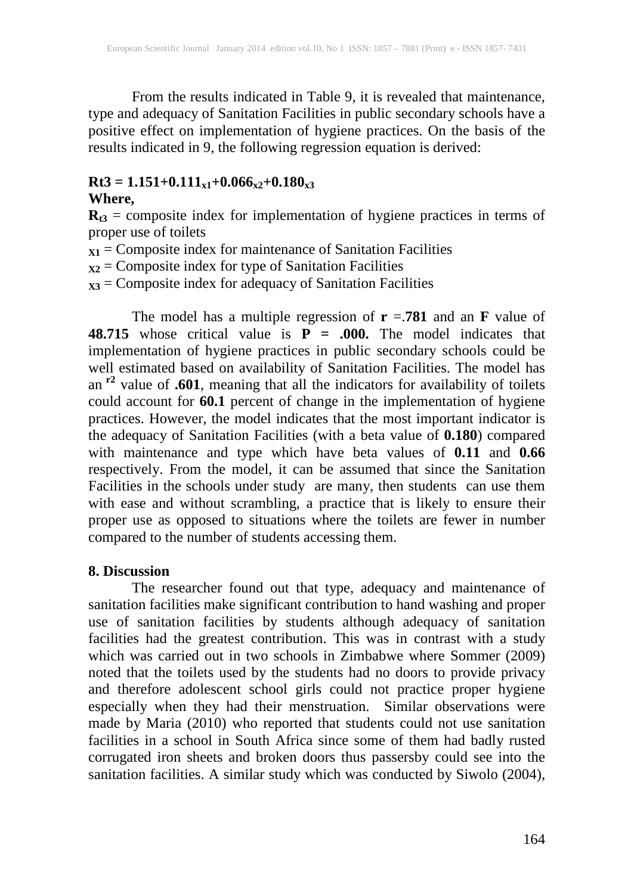From the results indicated in Table 9, it is revealed that maintenance, type and adequacy of Sanitation Facilities in public secondary schools have a positive effect on implementation of hygiene practices. On the basis of the results indicated in 9, the following regression equation is derived:

$$\mathbf{Rt3 = 1.151+0.111_{x1}+0.066_{x2}+0.180_{x3}}$$

**Where,**

$\mathbf{R_{t3}}$ = composite index for implementation of hygiene practices in terms of proper use of toilets

$\mathbf{x_1}$ = Composite index for maintenance of Sanitation Facilities

$\mathbf{x_2}$ = Composite index for type of Sanitation Facilities

$\mathbf{x_3}$ = Composite index for adequacy of Sanitation Facilities

The model has a multiple regression of **r** =**.781** and an **F** value of **48.715** whose critical value is **P = .000.** The model indicates that implementation of hygiene practices in public secondary schools could be well estimated based on availability of Sanitation Facilities. The model has an $^{\mathbf{r2}}$ value of **.601**, meaning that all the indicators for availability of toilets could account for **60.1** percent of change in the implementation of hygiene practices. However, the model indicates that the most important indicator is the adequacy of Sanitation Facilities (with a beta value of **0.180**) compared with maintenance and type which have beta values of **0.11** and **0.66** respectively. From the model, it can be assumed that since the Sanitation Facilities in the schools under study are many, then students can use them with ease and without scrambling, a practice that is likely to ensure their proper use as opposed to situations where the toilets are fewer in number compared to the number of students accessing them.

## 8. Discussion

The researcher found out that type, adequacy and maintenance of sanitation facilities make significant contribution to hand washing and proper use of sanitation facilities by students although adequacy of sanitation facilities had the greatest contribution. This was in contrast with a study which was carried out in two schools in Zimbabwe where Sommer (2009) noted that the toilets used by the students had no doors to provide privacy and therefore adolescent school girls could not practice proper hygiene especially when they had their menstruation. Similar observations were made by Maria (2010) who reported that students could not use sanitation facilities in a school in South Africa since some of them had badly rusted corrugated iron sheets and broken doors thus passersby could see into the sanitation facilities. A similar study which was conducted by Siwolo (2004),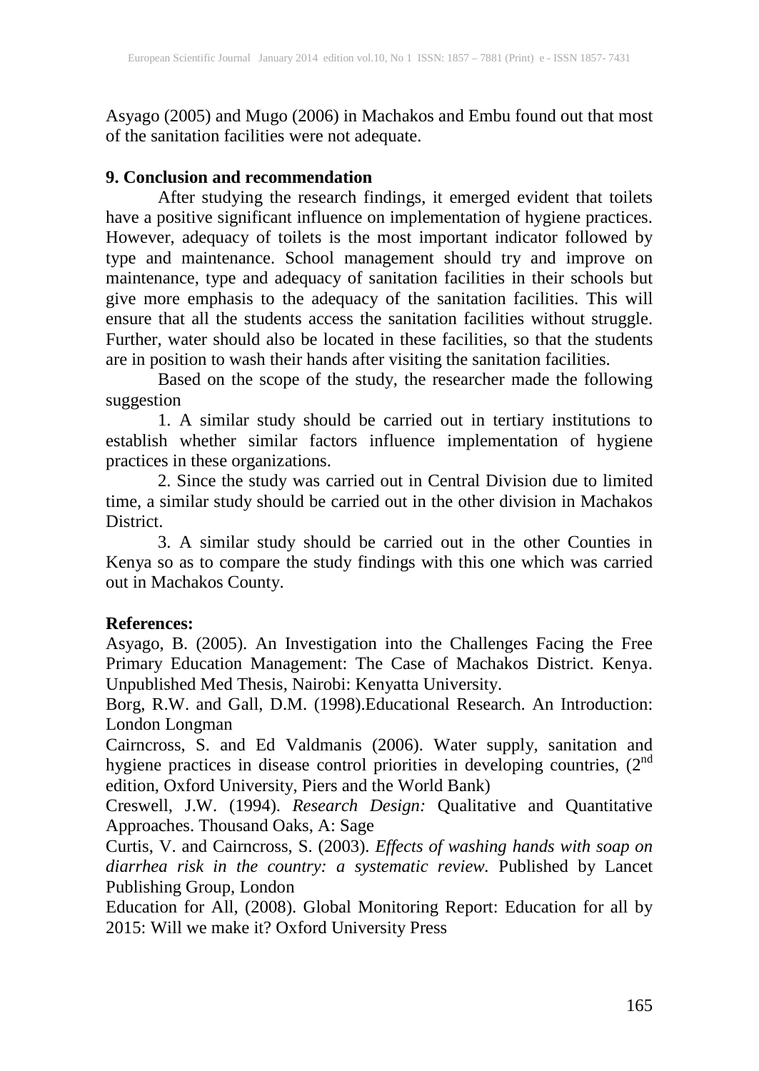Asyago (2005) and Mugo (2006) in Machakos and Embu found out that most of the sanitation facilities were not adequate.

## 9. Conclusion and recommendation

After studying the research findings, it emerged evident that toilets have a positive significant influence on implementation of hygiene practices. However, adequacy of toilets is the most important indicator followed by type and maintenance. School management should try and improve on maintenance, type and adequacy of sanitation facilities in their schools but give more emphasis to the adequacy of the sanitation facilities. This will ensure that all the students access the sanitation facilities without struggle. Further, water should also be located in these facilities, so that the students are in position to wash their hands after visiting the sanitation facilities.

Based on the scope of the study, the researcher made the following suggestion

1. A similar study should be carried out in tertiary institutions to establish whether similar factors influence implementation of hygiene practices in these organizations.
2. Since the study was carried out in Central Division due to limited time, a similar study should be carried out in the other division in Machakos District.
3. A similar study should be carried out in the other Counties in Kenya so as to compare the study findings with this one which was carried out in Machakos County.

## References:

Asyago, B. (2005). An Investigation into the Challenges Facing the Free Primary Education Management: The Case of Machakos District. Kenya. Unpublished Med Thesis, Nairobi: Kenyatta University.

Borg, R.W. and Gall, D.M. (1998).Educational Research. An Introduction: London Longman

Cairncross, S. and Ed Valdmanis (2006). Water supply, sanitation and hygiene practices in disease control priorities in developing countries, (2nd edition, Oxford University, Piers and the World Bank)

Creswell, J.W. (1994). *Research Design:* Qualitative and Quantitative Approaches. Thousand Oaks, A: Sage

Curtis, V. and Cairncross, S. (2003). *Effects of washing hands with soap on diarrhea risk in the country: a systematic review.* Published by Lancet Publishing Group, London

Education for All, (2008). Global Monitoring Report: Education for all by 2015: Will we make it? Oxford University Press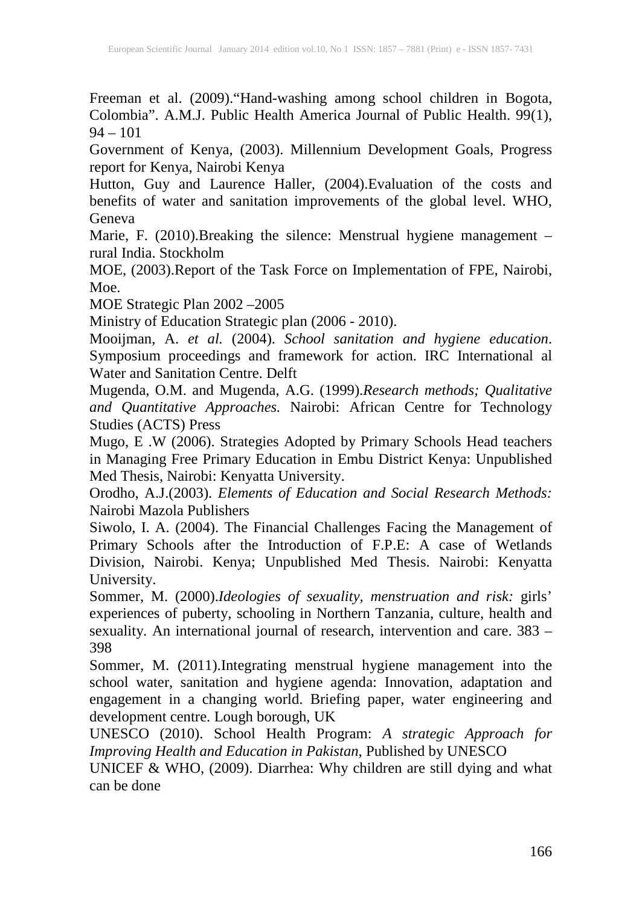Freeman et al. (2009)."Hand-washing among school children in Bogota, Colombia". A.M.J. Public Health America Journal of Public Health. 99(1), 94 – 101

Government of Kenya, (2003). Millennium Development Goals, Progress report for Kenya, Nairobi Kenya

Hutton, Guy and Laurence Haller, (2004).Evaluation of the costs and benefits of water and sanitation improvements of the global level. WHO, Geneva

Marie, F. (2010).Breaking the silence: Menstrual hygiene management – rural India. Stockholm

MOE, (2003).Report of the Task Force on Implementation of FPE, Nairobi, Moe.

MOE Strategic Plan 2002 –2005

Ministry of Education Strategic plan (2006 - 2010).

Mooijman, A. *et al.* (2004). *School sanitation and hygiene education*. Symposium proceedings and framework for action. IRC International al Water and Sanitation Centre. Delft

Mugenda, O.M. and Mugenda, A.G. (1999).*Research methods; Qualitative and Quantitative Approaches.* Nairobi: African Centre for Technology Studies (ACTS) Press

Mugo, E .W (2006). Strategies Adopted by Primary Schools Head teachers in Managing Free Primary Education in Embu District Kenya: Unpublished Med Thesis, Nairobi: Kenyatta University.

Orodho, A.J.(2003). *Elements of Education and Social Research Methods:* Nairobi Mazola Publishers

Siwolo, I. A. (2004). The Financial Challenges Facing the Management of Primary Schools after the Introduction of F.P.E: A case of Wetlands Division, Nairobi. Kenya; Unpublished Med Thesis. Nairobi: Kenyatta University.

Sommer, M. (2000).*Ideologies of sexuality, menstruation and risk:* girls' experiences of puberty, schooling in Northern Tanzania, culture, health and sexuality. An international journal of research, intervention and care. 383 – 398

Sommer, M. (2011).Integrating menstrual hygiene management into the school water, sanitation and hygiene agenda: Innovation, adaptation and engagement in a changing world. Briefing paper, water engineering and development centre. Lough borough, UK

UNESCO (2010). School Health Program: *A strategic Approach for Improving Health and Education in Pakistan*, Published by UNESCO

UNICEF & WHO, (2009). Diarrhea: Why children are still dying and what can be done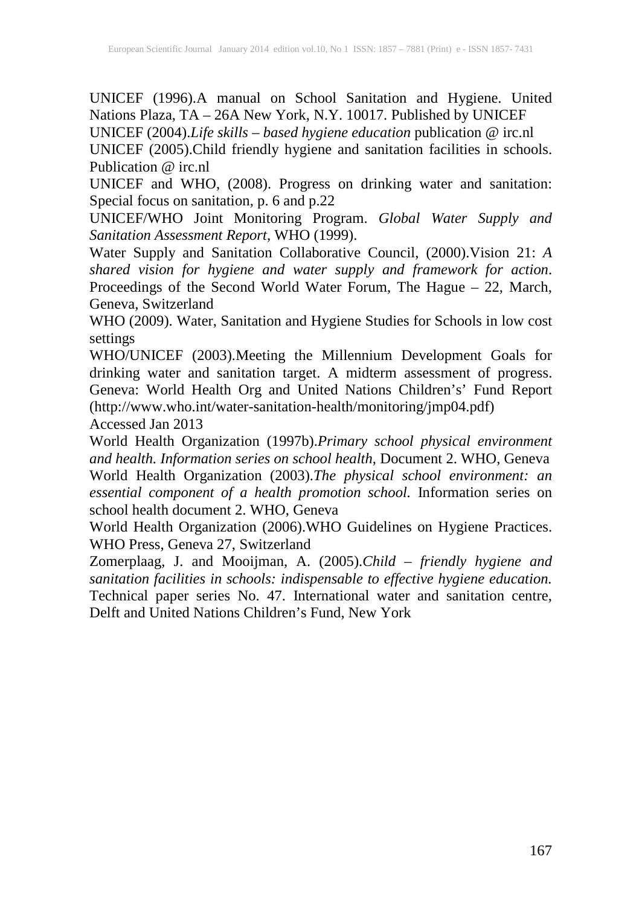UNICEF (1996).A manual on School Sanitation and Hygiene. United Nations Plaza, TA – 26A New York, N.Y. 10017. Published by UNICEF

UNICEF (2004).*Life skills – based hygiene education* publication @ irc.nl

UNICEF (2005).Child friendly hygiene and sanitation facilities in schools. Publication @ irc.nl

UNICEF and WHO, (2008). Progress on drinking water and sanitation: Special focus on sanitation, p. 6 and p.22

UNICEF/WHO Joint Monitoring Program. *Global Water Supply and Sanitation Assessment Report*, WHO (1999).

Water Supply and Sanitation Collaborative Council, (2000).Vision 21: *A shared vision for hygiene and water supply and framework for action*. Proceedings of the Second World Water Forum, The Hague – 22, March, Geneva, Switzerland

WHO (2009). Water, Sanitation and Hygiene Studies for Schools in low cost settings

WHO/UNICEF (2003).Meeting the Millennium Development Goals for drinking water and sanitation target. A midterm assessment of progress. Geneva: World Health Org and United Nations Children's' Fund Report (http://www.who.int/water-sanitation-health/monitoring/jmp04.pdf) Accessed Jan 2013

World Health Organization (1997b).*Primary school physical environment and health. Information series on school health*, Document 2. WHO, Geneva

World Health Organization (2003).*The physical school environment: an essential component of a health promotion school.* Information series on school health document 2. WHO, Geneva

World Health Organization (2006).WHO Guidelines on Hygiene Practices. WHO Press, Geneva 27, Switzerland

Zomerplaag, J. and Mooijman, A. (2005).*Child – friendly hygiene and sanitation facilities in schools: indispensable to effective hygiene education.* Technical paper series No. 47. International water and sanitation centre, Delft and United Nations Children's Fund, New York